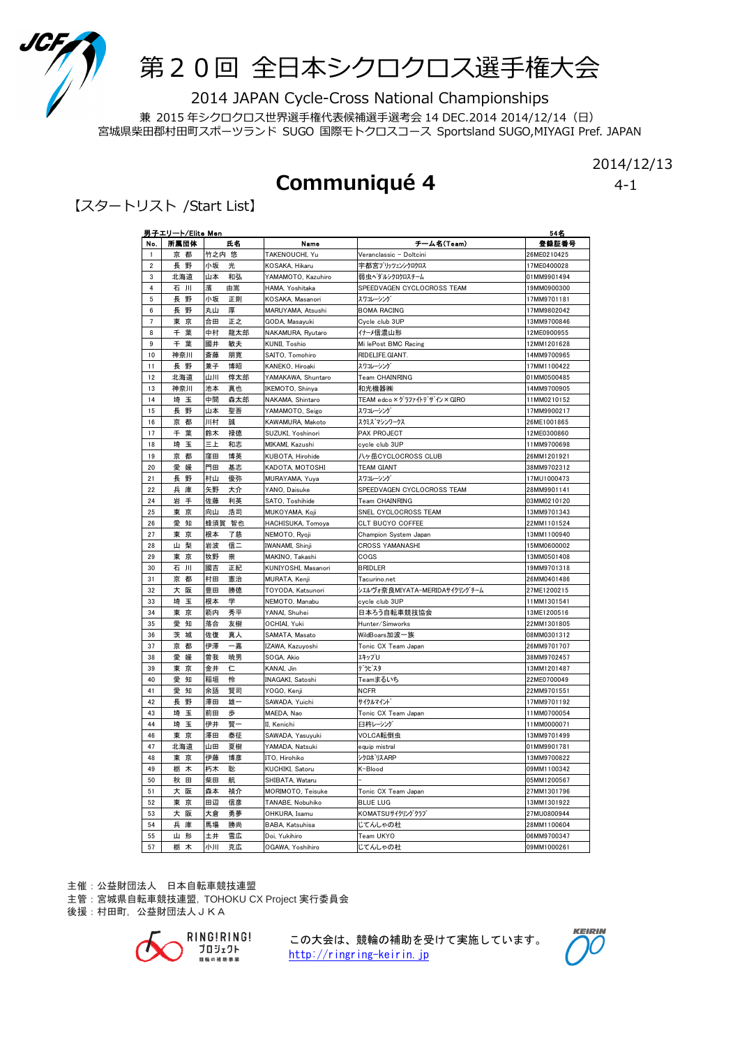# 第２０回 全日本シクロクロス選手権大会

2014 JAPAN Cycle-Cross National Championships

兼 2015 年シクロクロス世界選手権代表候補選手選考会 14 DEC.2014 2014/12/14（日）
宮城県柴田郡村田町スポーツランド SUGO 国際モトクロスコース Sportsland SUGO,MIYAGI Pref. JAPAN

2014/12/13

## Communiqué 4

4-1

【スタートリスト /Start List】

**男子エリート/Elite Men** 54名

| No. | 所属団体 | 氏名 | Name | チーム名(Team) | 登録証番号 |
|---|---|---|---|---|---|
| 1 | 京 都 | 竹之内 悠 | TAKENOUCHI, Yu | Veranclassic – Doltcini | 26ME0210425 |
| 2 | 長 野 | 小坂 光 | KOSAKA, Hikaru | 宇都宮ﾌﾞﾘｯﾂｪﾝｼｸﾛｸﾛｽ | 17ME0400028 |
| 3 | 北海道 | 山本 和弘 | YAMAMOTO, Kazuhiro | 弱虫ﾍﾟﾀﾞﾙｼｸﾛｸﾛｽﾁｰﾑ | 01MM9901494 |
| 4 | 石 川 | 濱 由嵩 | HAMA, Yoshitaka | SPEEDVAGEN CYCLOCROSS TEAM | 19MM0900300 |
| 5 | 長 野 | 小坂 正則 | KOSAKA, Masanori | ｽﾜｺﾚｰｼﾝｸﾞ | 17MM9701181 |
| 6 | 長 野 | 丸山 厚 | MARUYAMA, Atsushi | BOMA RACING | 17MM9802042 |
| 7 | 東 京 | 合田 正之 | GODA, Masayuki | Cycle club 3UP | 13MM9700846 |
| 8 | 千 葉 | 中村 龍太郎 | NAKAMURA, Ryutaro | ｲﾅｰﾒ信濃山形 | 12ME0900955 |
| 9 | 千 葉 | 國井 敏夫 | KUNII, Toshio | Mi lePost BMC Racing | 12MM1201628 |
| 10 | 神奈川 | 斉藤 朋寛 | SAITO, Tomohiro | RIDELIFE.GIANT. | 14MM9700965 |
| 11 | 長 野 | 兼子 博昭 | KANEKO, Hiroaki | ｽﾜｺﾚｰｼﾝｸﾞ | 17MM1100422 |
| 12 | 北海道 | 山川 惇太郎 | YAMAKAWA, Shuntaro | Team CHAINRING | 01MM0500485 |
| 13 | 神奈川 | 池本 真也 | IKEMOTO, Shinya | 和光機器㈱ | 14MM9700905 |
| 14 | 埼 玉 | 中間 森太郎 | NAKAMA, Shintaro | TEAM edco×ｸﾞﾗﾌｧｲﾄﾃﾞｻﾞｲﾝ×GIRO | 11MM0210152 |
| 15 | 長 野 | 山本 聖吾 | YAMAMOTO, Seigo | ｽﾜｺﾚｰｼﾝｸﾞ | 17MM9900217 |
| 16 | 京 都 | 川村 誠 | KAWAMURA, Makoto | ｽｸﾐｽﾞﾏｼﾝﾜｰｸｽ | 26ME1001865 |
| 17 | 千 葉 | 鈴木 禄徳 | SUZUKI, Yoshinori | PAX PROJECT | 12ME0300860 |
| 18 | 埼 玉 | 三上 和志 | MIKAMI, Kazushi | cycle club 3UP | 11MM9700698 |
| 19 | 京 都 | 窪田 博英 | KUBOTA, Hirohide | 八ヶ岳CYCLOCROSS CLUB | 26MM1201921 |
| 20 | 愛 媛 | 門田 基志 | KADOTA, MOTOSHI | TEAM GIANT | 38MM9702312 |
| 21 | 長 野 | 村山 優弥 | MURAYAMA, Yuya | ｽﾜｺﾚｰｼﾝｸﾞ | 17MU1000473 |
| 22 | 兵 庫 | 矢野 大介 | YANO, Daisuke | SPEEDVAGEN CYCLOCROSS TEAM | 28MM9901141 |
| 24 | 岩 手 | 佐藤 利英 | SATO, Toshihide | Team CHAINRING | 03MM0210120 |
| 25 | 東 京 | 向山 浩司 | MUKOYAMA, Koji | SNEL CYCLOCROSS TEAM | 13MM9701343 |
| 26 | 愛 知 | 蜂須賀 智也 | HACHISUKA, Tomoya | CLT BUCYO COFFEE | 22MM1101524 |
| 27 | 東 京 | 根本 了慈 | NEMOTO, Ryoji | Champion System Japan | 13MM1100940 |
| 28 | 山 梨 | 岩波 信二 | IWANAMI, Shinji | CROSS YAMANASHI | 15MM0600002 |
| 29 | 東 京 | 牧野 崇 | MAKINO, Takashi | COGS | 13MM0501408 |
| 30 | 石 川 | 國吉 正紀 | KUNIYOSHI, Masanori | BRIDLER | 19MM9701318 |
| 31 | 京 都 | 村田 憲治 | MURATA, Kenji | Tacurino.net | 26MM0401486 |
| 32 | 大 阪 | 豊田 勝徳 | TOYODA, Katsunori | ｼｴﾙｳﾞｫ奈良MIYATA-MERIDAｻｲｸﾘﾝｸﾞﾁｰﾑ | 27ME1200215 |
| 33 | 埼 玉 | 根本 学 | NEMOTO, Manabu | cycle club 3UP | 11MM1301541 |
| 34 | 東 京 | 箭内 秀平 | YANAI, Shuhei | 日本ろう自転車競技協会 | 13ME1200516 |
| 35 | 愛 知 | 落合 友樹 | OCHIAI, Yuki | Hunter/Simworks | 22MM1301805 |
| 36 | 茨 城 | 佐俣 真人 | SAMATA, Masato | WildBoars加波一族 | 08MM0301312 |
| 37 | 京 都 | 伊澤 一嘉 | IZAWA, Kazuyoshi | Tonic CX Team Japan | 26MM9701707 |
| 38 | 愛 媛 | 曽我 暁男 | SOGA, Akio | ｴｷｯﾌﾟU | 38MM9702457 |
| 39 | 東 京 | 金井 仁 | KANAI, Jin | ﾃﾞﾗﾋﾞｽﾀ | 13MM1201487 |
| 40 | 愛 知 | 稲垣 怜 | INAGAKI, Satoshi | Teamまるいち | 22ME0700049 |
| 41 | 愛 知 | 余語 賢司 | YOGO, Kenji | NCFR | 22MM9701551 |
| 42 | 長 野 | 澤田 雄一 | SAWADA, Yuichi | ｻｲｸﾙﾏｲﾝﾄﾞ | 17MM9701192 |
| 43 | 埼 玉 | 前田 歩 | MAEDA, Nao | Tonic CX Team Japan | 11MM0700054 |
| 44 | 埼 玉 | 伊井 賢一 | II, Kenichi | 臼杵ﾚｰｼﾝｸﾞ | 11MM0000071 |
| 46 | 東 京 | 澤田 泰征 | SAWADA, Yasuyuki | VOLCA転倒虫 | 13MM9701499 |
| 47 | 北海道 | 山田 夏樹 | YAMADA, Natsuki | equip mistral | 01MM9901781 |
| 48 | 東 京 | 伊藤 博彦 | ITO, Hirohiko | ｼｸﾛﾎﾞﾘｽARP | 13MM9700822 |
| 49 | 栃 木 | 朽木 聡 | KUCHIKI, Satoru | K-Blood | 09MM1100342 |
| 50 | 秋 田 | 柴田 航 | SHIBATA, Wataru | – | 05MM1200567 |
| 51 | 大 阪 | 森本 禎介 | MORIMOTO, Teisuke | Tonic CX Team Japan | 27MM1301796 |
| 52 | 東 京 | 田辺 信彦 | TANABE, Nobuhiko | BLUE LUG | 13MM1301922 |
| 53 | 大 阪 | 大倉 勇夢 | OHKURA, Isamu | KOMATSUｻｲｸﾘﾝｸﾞｸﾗﾌﾞ | 27MU0800944 |
| 54 | 兵 庫 | 馬場 勝尚 | BABA, Katsuhisa | じてんしゃの杜 | 28MM1100604 |
| 55 | 山 形 | 土井 雪広 | Doi, Yukihiro | Team UKYO | 06MM9700347 |
| 57 | 栃 木 | 小川 克広 | OGAWA, Yoshihiro | じてんしゃの杜 | 09MM1000261 |

主催：公益財団法人　日本自転車競技連盟
主管：宮城県自転車競技連盟，TOHOKU CX Project 実行委員会
後援：村田町，公益財団法人ＪＫＡ

この大会は、競輪の補助を受けて実施しています。
http://ringring-keirin.jp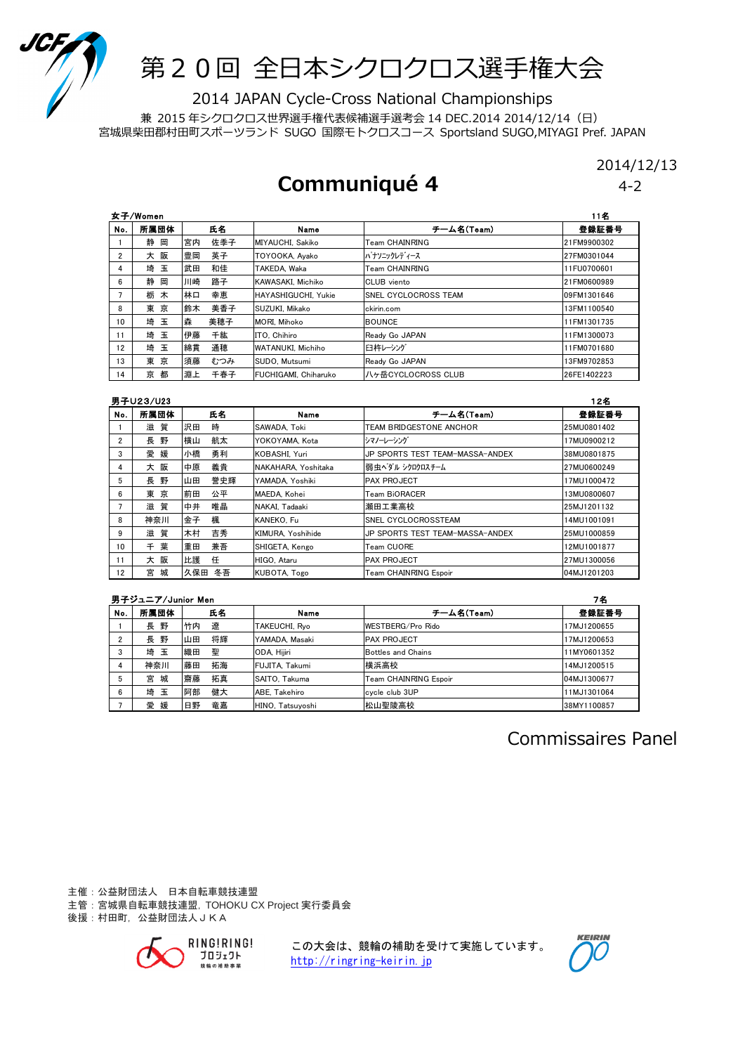# 第２０回 全日本シクロクロス選手権大会

2014 JAPAN Cycle-Cross National Championships

兼 2015 年シクロクロス世界選手権代表候補選手選考会 14 DEC.2014 2014/12/14（日）

宮城県柴田郡村田町スポーツランド SUGO 国際モトクロスコース Sportsland SUGO,MIYAGI Pref. JAPAN

2014/12/13

4-2

## Communiqué 4

**女子/Women** 11名

| No. | 所属団体 | 氏名 | Name | チーム名(Team) | 登録証番号 |
|---|---|---|---|---|---|
| 1 | 静　岡 | 宮内　佐季子 | MIYAUCHI, Sakiko | Team CHAINRING | 21FM9900302 |
| 2 | 大　阪 | 豊岡　英子 | TOYOOKA, Ayako | ﾊﾟﾅｿﾆｯｸﾚﾃﾞｨｰｽ | 27FM0301044 |
| 4 | 埼　玉 | 武田　和佳 | TAKEDA, Waka | Team CHAINRING | 11FU0700601 |
| 6 | 静　岡 | 川崎　路子 | KAWASAKI, Michiko | CLUB viento | 21FM0600989 |
| 7 | 栃　木 | 林口　幸恵 | HAYASHIGUCHI, Yukie | SNEL CYCLOCROSS TEAM | 09FM1301646 |
| 8 | 東　京 | 鈴木　美香子 | SUZUKI, Mikako | ckirin.com | 13FM1100540 |
| 10 | 埼　玉 | 森　美穂子 | MORI, Mihoko | BOUNCE | 11FM1301735 |
| 11 | 埼　玉 | 伊藤　千紘 | ITO, Chihiro | Ready Go JAPAN | 11FM1300073 |
| 12 | 埼　玉 | 綿貫　通穂 | WATANUKI, Michiho | 臼杵ﾚｰｼﾝｸﾞ | 11FM0701680 |
| 13 | 東　京 | 須藤　むつみ | SUDO, Mutsumi | Ready Go JAPAN | 13FM9702853 |
| 14 | 京　都 | 渕上　千春子 | FUCHIGAMI, Chiharuko | 八ヶ岳CYCLOCROSS CLUB | 26FE1402223 |

**男子U23/U23** 12名

| No. | 所属団体 | 氏名 | Name | チーム名(Team) | 登録証番号 |
|---|---|---|---|---|---|
| 1 | 滋　賀 | 沢田　時 | SAWADA, Toki | TEAM BRIDGESTONE ANCHOR | 25MU0801402 |
| 2 | 長　野 | 横山　航太 | YOKOYAMA, Kota | ｼﾏﾉｰﾚｰｼﾝｸﾞ | 17MU0900212 |
| 3 | 愛　媛 | 小橋　勇利 | KOBASHI, Yuri | JP SPORTS TEST TEAM-MASSA-ANDEX | 38MU0801875 |
| 4 | 大　阪 | 中原　義貴 | NAKAHARA, Yoshitaka | 弱虫ﾍﾟﾀﾞﾙ ｼｸﾛｸﾛｽﾁｰﾑ | 27MU0600249 |
| 5 | 長　野 | 山田　誉史輝 | YAMADA, Yoshiki | PAX PROJECT | 17MU1000472 |
| 6 | 東　京 | 前田　公平 | MAEDA, Kohei | Team BiORACER | 13MU0800607 |
| 7 | 滋　賀 | 中井　唯晶 | NAKAI, Tadaaki | 瀬田工業高校 | 25MJ1201132 |
| 8 | 神奈川 | 金子　楓 | KANEKO, Fu | SNEL CYCLOCROSSTEAM | 14MU1001091 |
| 9 | 滋　賀 | 木村　吉秀 | KIMURA, Yoshihide | JP SPORTS TEST TEAM-MASSA-ANDEX | 25MU1000859 |
| 10 | 千　葉 | 重田　兼吾 | SHIGETA, Kengo | Team CUORE | 12MU1001877 |
| 11 | 大　阪 | 比護　任 | HIGO, Ataru | PAX PROJECT | 27MU1300056 |
| 12 | 宮　城 | 久保田　冬吾 | KUBOTA, Togo | Team CHAINRING Espoir | 04MJ1201203 |

**男子ジュニア/Junior Men** 7名

| No. | 所属団体 | 氏名 | Name | チーム名(Team) | 登録証番号 |
|---|---|---|---|---|---|
| 1 | 長　野 | 竹内　遼 | TAKEUCHI, Ryo | WESTBERG/Pro Rido | 17MJ1200655 |
| 2 | 長　野 | 山田　将輝 | YAMADA, Masaki | PAX PROJECT | 17MJ1200653 |
| 3 | 埼　玉 | 織田　聖 | ODA, Hijiri | Bottles and Chains | 11MY0601352 |
| 4 | 神奈川 | 藤田　拓海 | FUJITA, Takumi | 横浜高校 | 14MJ1200515 |
| 5 | 宮　城 | 齋藤　拓真 | SAITO, Takuma | Team CHAINRING Espoir | 04MJ1300677 |
| 6 | 埼　玉 | 阿部　健大 | ABE, Takehiro | cycle club 3UP | 11MJ1301064 |
| 7 | 愛　媛 | 日野　竜嘉 | HINO, Tatsuyoshi | 松山聖陵高校 | 38MY1100857 |

Commissaires Panel

主催：公益財団法人　日本自転車競技連盟
主管：宮城県自転車競技連盟，TOHOKU CX Project 実行委員会
後援：村田町，公益財団法人ＪＫＡ

RING!RING! プロジェクト 競輪の補助事業

この大会は、競輪の補助を受けて実施しています。
http://ringring-keirin.jp

KEIRIN